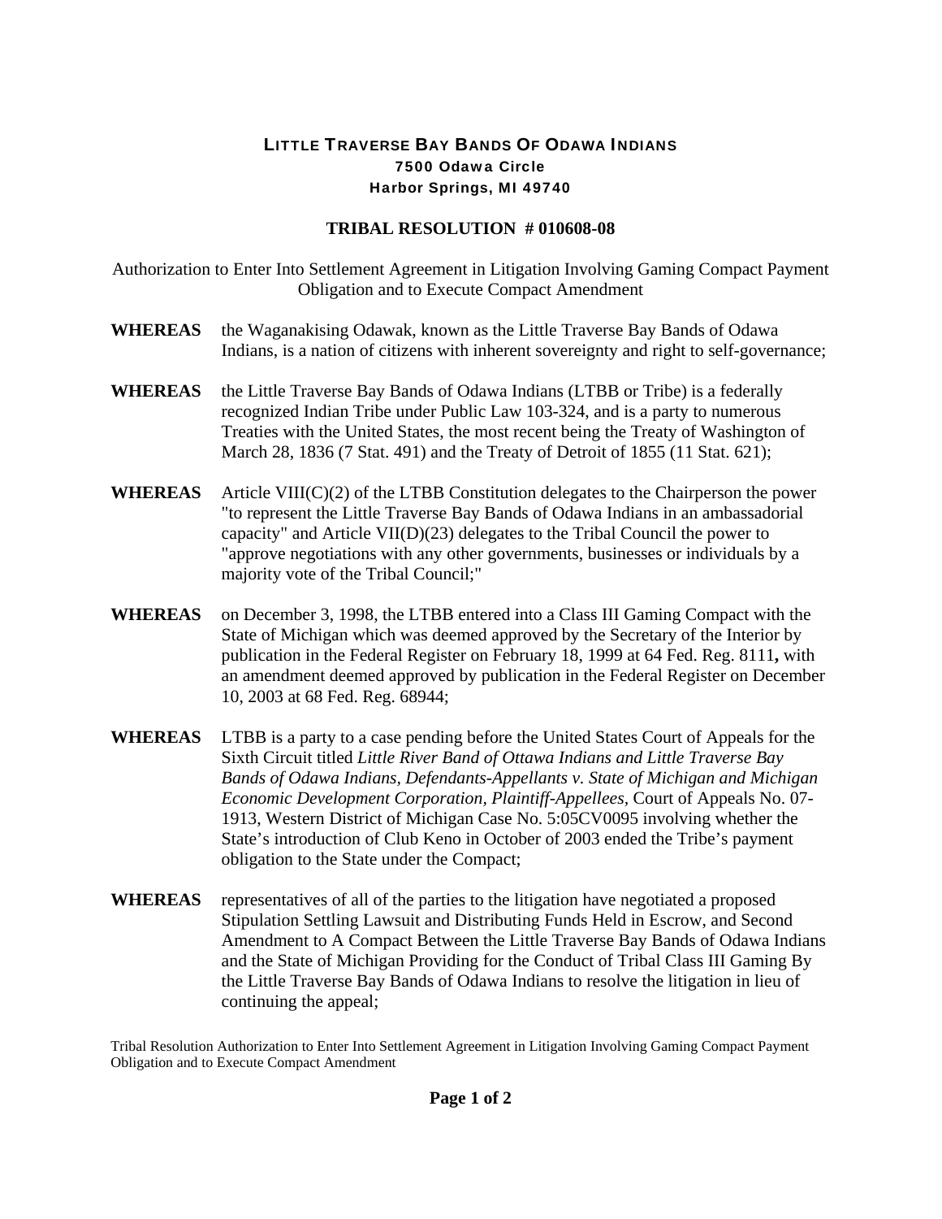# LITTLE TRAVERSE BAY BANDS OF ODAWA INDIANS

**7500 Odawa Circle**
**Harbor Springs, MI 49740**

## TRIBAL RESOLUTION # 010608-08

Authorization to Enter Into Settlement Agreement in Litigation Involving Gaming Compact Payment Obligation and to Execute Compact Amendment

**WHEREAS** the Waganakising Odawak, known as the Little Traverse Bay Bands of Odawa Indians, is a nation of citizens with inherent sovereignty and right to self-governance;

**WHEREAS** the Little Traverse Bay Bands of Odawa Indians (LTBB or Tribe) is a federally recognized Indian Tribe under Public Law 103-324, and is a party to numerous Treaties with the United States, the most recent being the Treaty of Washington of March 28, 1836 (7 Stat. 491) and the Treaty of Detroit of 1855 (11 Stat. 621);

**WHEREAS** Article VIII(C)(2) of the LTBB Constitution delegates to the Chairperson the power "to represent the Little Traverse Bay Bands of Odawa Indians in an ambassadorial capacity" and Article VII(D)(23) delegates to the Tribal Council the power to "approve negotiations with any other governments, businesses or individuals by a majority vote of the Tribal Council;"

**WHEREAS** on December 3, 1998, the LTBB entered into a Class III Gaming Compact with the State of Michigan which was deemed approved by the Secretary of the Interior by publication in the Federal Register on February 18, 1999 at 64 Fed. Reg. 8111**,** with an amendment deemed approved by publication in the Federal Register on December 10, 2003 at 68 Fed. Reg. 68944;

**WHEREAS** LTBB is a party to a case pending before the United States Court of Appeals for the Sixth Circuit titled *Little River Band of Ottawa Indians and Little Traverse Bay Bands of Odawa Indians, Defendants-Appellants v. State of Michigan and Michigan Economic Development Corporation, Plaintiff-Appellees*, Court of Appeals No. 07-1913, Western District of Michigan Case No. 5:05CV0095 involving whether the State's introduction of Club Keno in October of 2003 ended the Tribe's payment obligation to the State under the Compact;

**WHEREAS** representatives of all of the parties to the litigation have negotiated a proposed Stipulation Settling Lawsuit and Distributing Funds Held in Escrow, and Second Amendment to A Compact Between the Little Traverse Bay Bands of Odawa Indians and the State of Michigan Providing for the Conduct of Tribal Class III Gaming By the Little Traverse Bay Bands of Odawa Indians to resolve the litigation in lieu of continuing the appeal;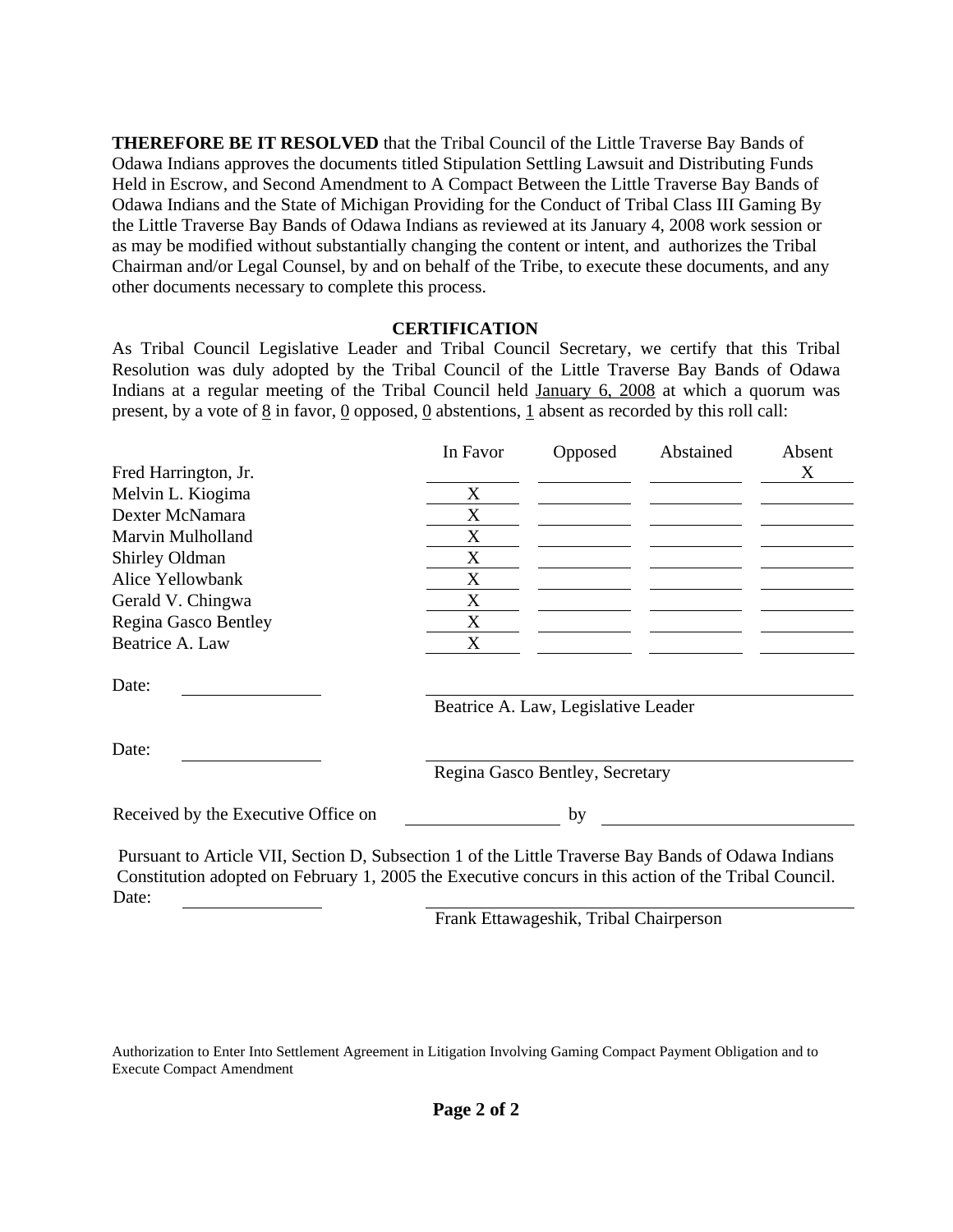**THEREFORE BE IT RESOLVED** that the Tribal Council of the Little Traverse Bay Bands of Odawa Indians approves the documents titled Stipulation Settling Lawsuit and Distributing Funds Held in Escrow, and Second Amendment to A Compact Between the Little Traverse Bay Bands of Odawa Indians and the State of Michigan Providing for the Conduct of Tribal Class III Gaming By the Little Traverse Bay Bands of Odawa Indians as reviewed at its January 4, 2008 work session or as may be modified without substantially changing the content or intent, and authorizes the Tribal Chairman and/or Legal Counsel, by and on behalf of the Tribe, to execute these documents, and any other documents necessary to complete this process.

**CERTIFICATION**

As Tribal Council Legislative Leader and Tribal Council Secretary, we certify that this Tribal Resolution was duly adopted by the Tribal Council of the Little Traverse Bay Bands of Odawa Indians at a regular meeting of the Tribal Council held January 6, 2008 at which a quorum was present, by a vote of 8 in favor, 0 opposed, 0 abstentions, 1 absent as recorded by this roll call:

| | In Favor | Opposed | Abstained | Absent |
|---|---|---|---|---|
| Fred Harrington, Jr. | | | | X |
| Melvin L. Kiogima | X | | | |
| Dexter McNamara | X | | | |
| Marvin Mulholland | X | | | |
| Shirley Oldman | X | | | |
| Alice Yellowbank | X | | | |
| Gerald V. Chingwa | X | | | |
| Regina Gasco Bentley | X | | | |
| Beatrice A. Law | X | | | |

Date: ______________ ______________________________
Beatrice A. Law, Legislative Leader

Date: ______________ ______________________________
Regina Gasco Bentley, Secretary

Received by the Executive Office on ______________ by ______________________

Pursuant to Article VII, Section D, Subsection 1 of the Little Traverse Bay Bands of Odawa Indians Constitution adopted on February 1, 2005 the Executive concurs in this action of the Tribal Council.

Date: ______________ ______________________________
Frank Ettawageshik, Tribal Chairperson

Authorization to Enter Into Settlement Agreement in Litigation Involving Gaming Compact Payment Obligation and to Execute Compact Amendment